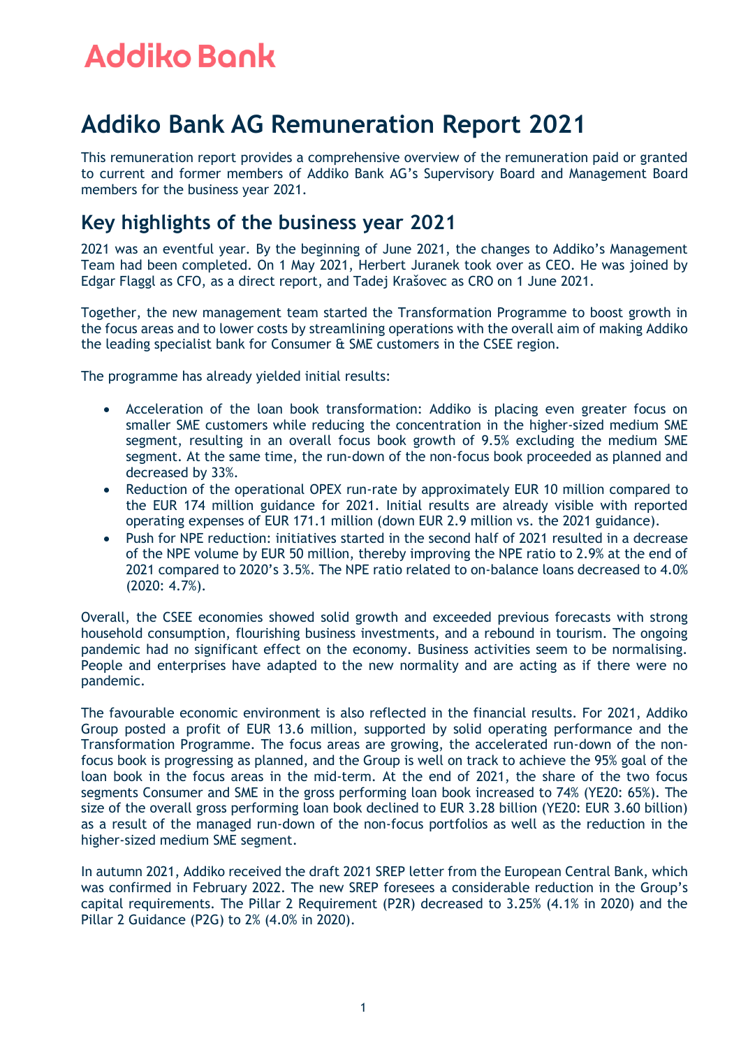# Addiko Bank

# Addiko Bank AG Remuneration Report 2021

This remuneration report provides a comprehensive overview of the remuneration paid or granted to current and former members of Addiko Bank AG's Supervisory Board and Management Board members for the business year 2021.

## Key highlights of the business year 2021

2021 was an eventful year. By the beginning of June 2021, the changes to Addiko's Management Team had been completed. On 1 May 2021, Herbert Juranek took over as CEO. He was joined by Edgar Flaggl as CFO, as a direct report, and Tadej Krašovec as CRO on 1 June 2021.

Together, the new management team started the Transformation Programme to boost growth in the focus areas and to lower costs by streamlining operations with the overall aim of making Addiko the leading specialist bank for Consumer & SME customers in the CSEE region.

The programme has already yielded initial results:

- Acceleration of the loan book transformation: Addiko is placing even greater focus on smaller SME customers while reducing the concentration in the higher-sized medium SME segment, resulting in an overall focus book growth of 9.5% excluding the medium SME segment. At the same time, the run-down of the non-focus book proceeded as planned and decreased by 33%.
- Reduction of the operational OPEX run-rate by approximately EUR 10 million compared to the EUR 174 million guidance for 2021. Initial results are already visible with reported operating expenses of EUR 171.1 million (down EUR 2.9 million vs. the 2021 guidance).
- Push for NPE reduction: initiatives started in the second half of 2021 resulted in a decrease of the NPE volume by EUR 50 million, thereby improving the NPE ratio to 2.9% at the end of 2021 compared to 2020's 3.5%. The NPE ratio related to on-balance loans decreased to 4.0% (2020: 4.7%).

Overall, the CSEE economies showed solid growth and exceeded previous forecasts with strong household consumption, flourishing business investments, and a rebound in tourism. The ongoing pandemic had no significant effect on the economy. Business activities seem to be normalising. People and enterprises have adapted to the new normality and are acting as if there were no pandemic.

The favourable economic environment is also reflected in the financial results. For 2021, Addiko Group posted a profit of EUR 13.6 million, supported by solid operating performance and the Transformation Programme. The focus areas are growing, the accelerated run-down of the non-focus book is progressing as planned, and the Group is well on track to achieve the 95% goal of the loan book in the focus areas in the mid-term. At the end of 2021, the share of the two focus segments Consumer and SME in the gross performing loan book increased to 74% (YE20: 65%). The size of the overall gross performing loan book declined to EUR 3.28 billion (YE20: EUR 3.60 billion) as a result of the managed run-down of the non-focus portfolios as well as the reduction in the higher-sized medium SME segment.

In autumn 2021, Addiko received the draft 2021 SREP letter from the European Central Bank, which was confirmed in February 2022. The new SREP foresees a considerable reduction in the Group's capital requirements. The Pillar 2 Requirement (P2R) decreased to 3.25% (4.1% in 2020) and the Pillar 2 Guidance (P2G) to 2% (4.0% in 2020).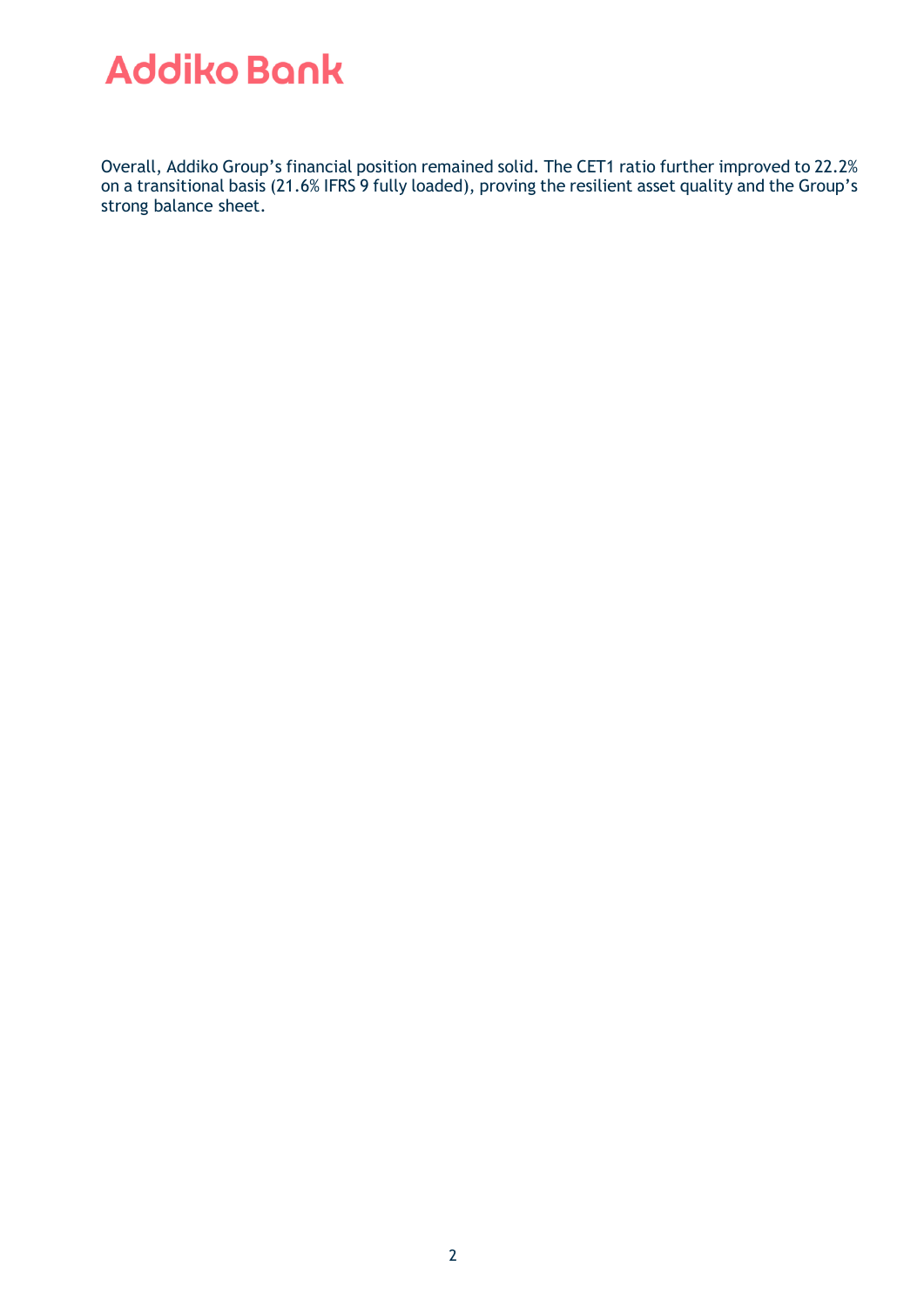Overall, Addiko Group's financial position remained solid. The CET1 ratio further improved to 22.2% on a transitional basis (21.6% IFRS 9 fully loaded), proving the resilient asset quality and the Group's strong balance sheet.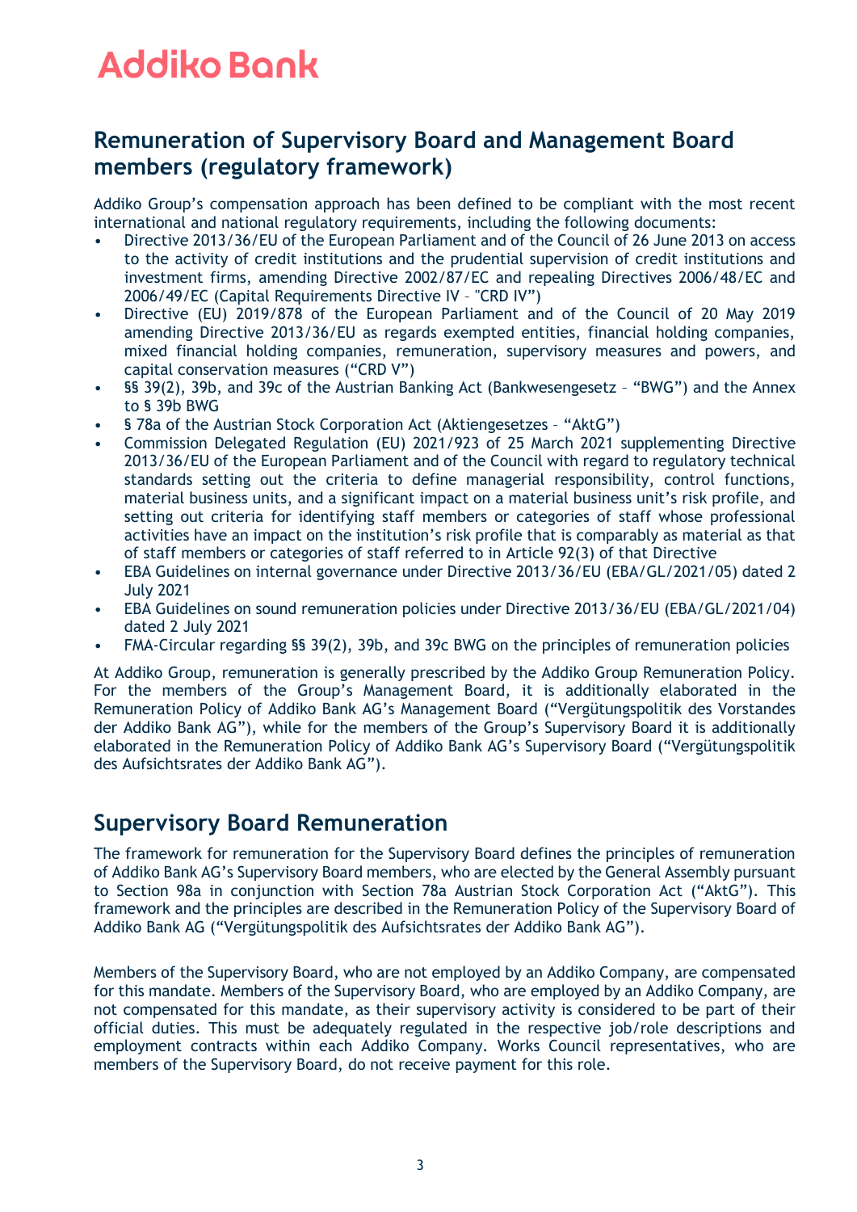## Remuneration of Supervisory Board and Management Board members (regulatory framework)

Addiko Group's compensation approach has been defined to be compliant with the most recent international and national regulatory requirements, including the following documents:

- Directive 2013/36/EU of the European Parliament and of the Council of 26 June 2013 on access to the activity of credit institutions and the prudential supervision of credit institutions and investment firms, amending Directive 2002/87/EC and repealing Directives 2006/48/EC and 2006/49/EC (Capital Requirements Directive IV – "CRD IV")
- Directive (EU) 2019/878 of the European Parliament and of the Council of 20 May 2019 amending Directive 2013/36/EU as regards exempted entities, financial holding companies, mixed financial holding companies, remuneration, supervisory measures and powers, and capital conservation measures ("CRD V")
- §§ 39(2), 39b, and 39c of the Austrian Banking Act (Bankwesengesetz – "BWG") and the Annex to § 39b BWG
- § 78a of the Austrian Stock Corporation Act (Aktiengesetzes – "AktG")
- Commission Delegated Regulation (EU) 2021/923 of 25 March 2021 supplementing Directive 2013/36/EU of the European Parliament and of the Council with regard to regulatory technical standards setting out the criteria to define managerial responsibility, control functions, material business units, and a significant impact on a material business unit's risk profile, and setting out criteria for identifying staff members or categories of staff whose professional activities have an impact on the institution's risk profile that is comparably as material as that of staff members or categories of staff referred to in Article 92(3) of that Directive
- EBA Guidelines on internal governance under Directive 2013/36/EU (EBA/GL/2021/05) dated 2 July 2021
- EBA Guidelines on sound remuneration policies under Directive 2013/36/EU (EBA/GL/2021/04) dated 2 July 2021
- FMA-Circular regarding §§ 39(2), 39b, and 39c BWG on the principles of remuneration policies

At Addiko Group, remuneration is generally prescribed by the Addiko Group Remuneration Policy. For the members of the Group's Management Board, it is additionally elaborated in the Remuneration Policy of Addiko Bank AG's Management Board ("Vergütungspolitik des Vorstandes der Addiko Bank AG"), while for the members of the Group's Supervisory Board it is additionally elaborated in the Remuneration Policy of Addiko Bank AG's Supervisory Board ("Vergütungspolitik des Aufsichtsrates der Addiko Bank AG").

## Supervisory Board Remuneration

The framework for remuneration for the Supervisory Board defines the principles of remuneration of Addiko Bank AG's Supervisory Board members, who are elected by the General Assembly pursuant to Section 98a in conjunction with Section 78a Austrian Stock Corporation Act ("AktG"). This framework and the principles are described in the Remuneration Policy of the Supervisory Board of Addiko Bank AG ("Vergütungspolitik des Aufsichtsrates der Addiko Bank AG").

Members of the Supervisory Board, who are not employed by an Addiko Company, are compensated for this mandate. Members of the Supervisory Board, who are employed by an Addiko Company, are not compensated for this mandate, as their supervisory activity is considered to be part of their official duties. This must be adequately regulated in the respective job/role descriptions and employment contracts within each Addiko Company. Works Council representatives, who are members of the Supervisory Board, do not receive payment for this role.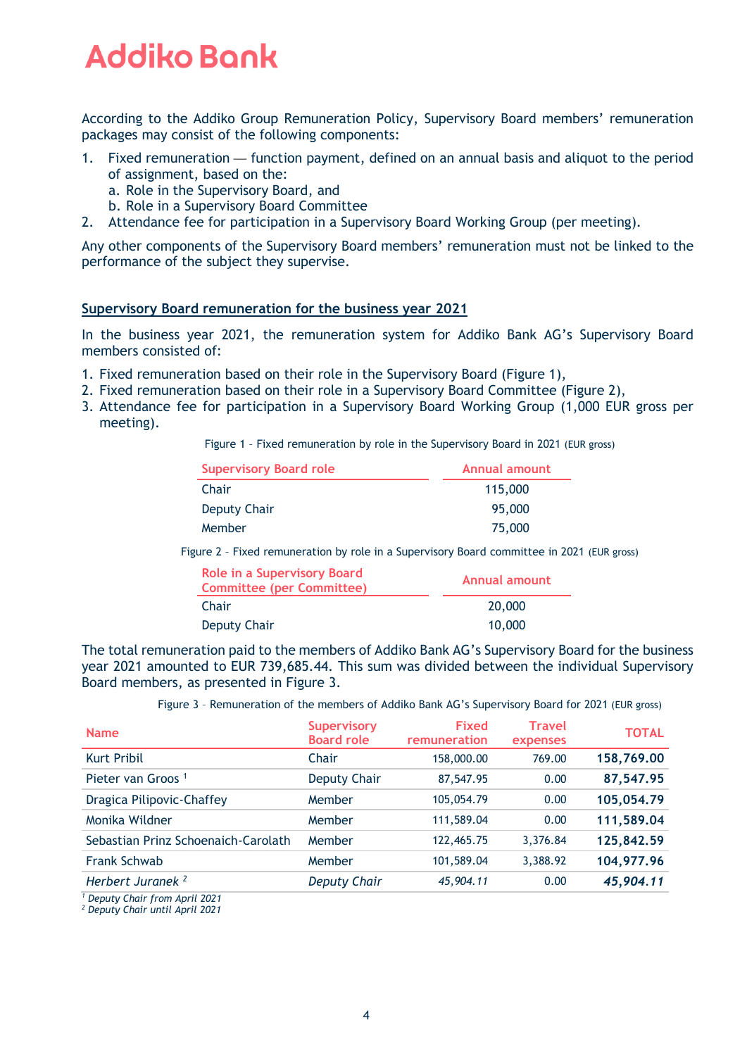According to the Addiko Group Remuneration Policy, Supervisory Board members' remuneration packages may consist of the following components:

1. Fixed remuneration — function payment, defined on an annual basis and aliquot to the period of assignment, based on the:
   a. Role in the Supervisory Board, and
   b. Role in a Supervisory Board Committee
2. Attendance fee for participation in a Supervisory Board Working Group (per meeting).

Any other components of the Supervisory Board members' remuneration must not be linked to the performance of the subject they supervise.

## Supervisory Board remuneration for the business year 2021

In the business year 2021, the remuneration system for Addiko Bank AG's Supervisory Board members consisted of:

1. Fixed remuneration based on their role in the Supervisory Board (Figure 1),
2. Fixed remuneration based on their role in a Supervisory Board Committee (Figure 2),
3. Attendance fee for participation in a Supervisory Board Working Group (1,000 EUR gross per meeting).

Figure 1 – Fixed remuneration by role in the Supervisory Board in 2021 (EUR gross)

| Supervisory Board role | Annual amount |
|---|---|
| Chair | 115,000 |
| Deputy Chair | 95,000 |
| Member | 75,000 |

Figure 2 – Fixed remuneration by role in a Supervisory Board committee in 2021 (EUR gross)

| Role in a Supervisory Board Committee (per Committee) | Annual amount |
|---|---|
| Chair | 20,000 |
| Deputy Chair | 10,000 |

The total remuneration paid to the members of Addiko Bank AG's Supervisory Board for the business year 2021 amounted to EUR 739,685.44. This sum was divided between the individual Supervisory Board members, as presented in Figure 3.

Figure 3 – Remuneration of the members of Addiko Bank AG's Supervisory Board for 2021 (EUR gross)

| Name | Supervisory Board role | Fixed remuneration | Travel expenses | TOTAL |
|---|---|---|---|---|
| Kurt Pribil | Chair | 158,000.00 | 769.00 | **158,769.00** |
| Pieter van Groos [1] | Deputy Chair | 87,547.95 | 0.00 | **87,547.95** |
| Dragica Pilipovic-Chaffey | Member | 105,054.79 | 0.00 | **105,054.79** |
| Monika Wildner | Member | 111,589.04 | 0.00 | **111,589.04** |
| Sebastian Prinz Schoenaich-Carolath | Member | 122,465.75 | 3,376.84 | **125,842.59** |
| Frank Schwab | Member | 101,589.04 | 3,388.92 | **104,977.96** |
| *Herbert Juranek* [2] | *Deputy Chair* | *45,904.11* | 0.00 | ***45,904.11*** |

[1] *Deputy Chair from April 2021*
[2] *Deputy Chair until April 2021*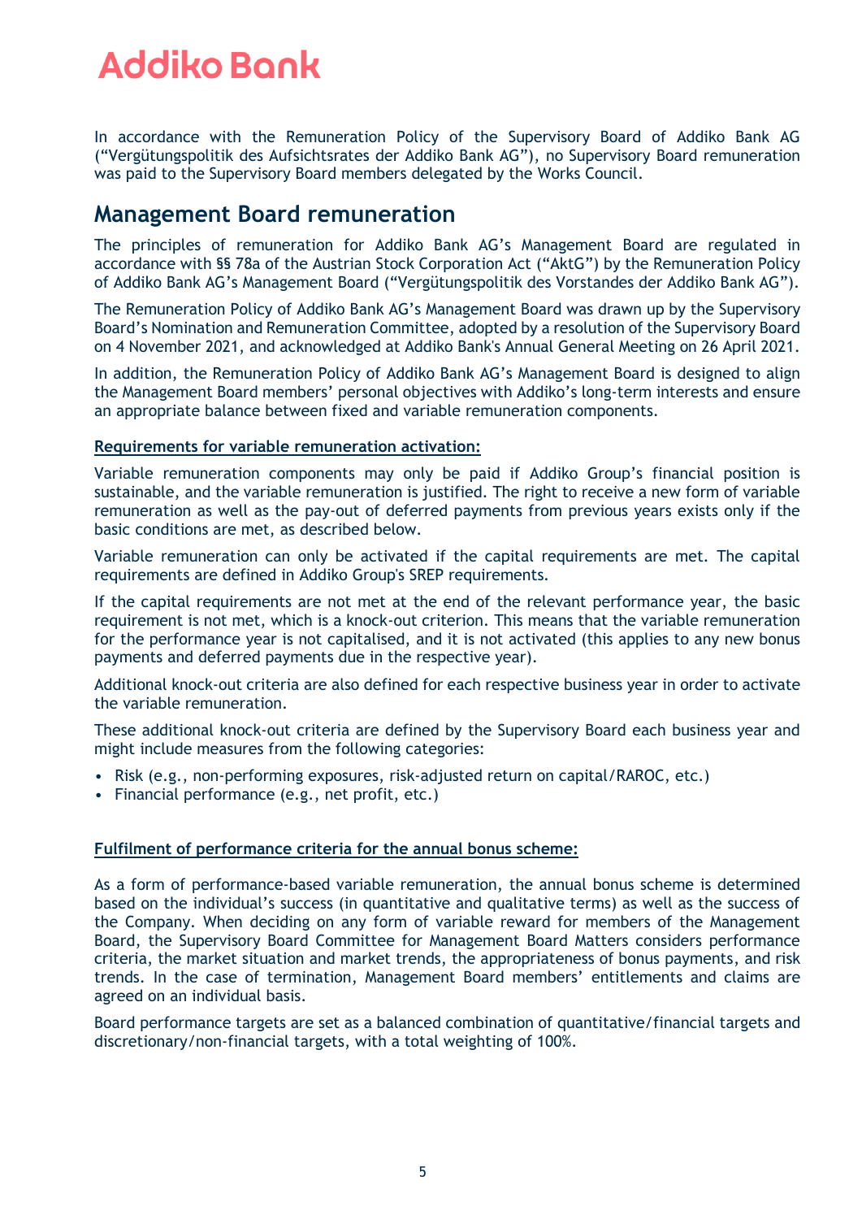In accordance with the Remuneration Policy of the Supervisory Board of Addiko Bank AG ("Vergütungspolitik des Aufsichtsrates der Addiko Bank AG"), no Supervisory Board remuneration was paid to the Supervisory Board members delegated by the Works Council.

## Management Board remuneration

The principles of remuneration for Addiko Bank AG's Management Board are regulated in accordance with §§ 78a of the Austrian Stock Corporation Act ("AktG") by the Remuneration Policy of Addiko Bank AG's Management Board ("Vergütungspolitik des Vorstandes der Addiko Bank AG").

The Remuneration Policy of Addiko Bank AG's Management Board was drawn up by the Supervisory Board's Nomination and Remuneration Committee, adopted by a resolution of the Supervisory Board on 4 November 2021, and acknowledged at Addiko Bank's Annual General Meeting on 26 April 2021.

In addition, the Remuneration Policy of Addiko Bank AG's Management Board is designed to align the Management Board members' personal objectives with Addiko's long-term interests and ensure an appropriate balance between fixed and variable remuneration components.

**Requirements for variable remuneration activation:**

Variable remuneration components may only be paid if Addiko Group's financial position is sustainable, and the variable remuneration is justified. The right to receive a new form of variable remuneration as well as the pay-out of deferred payments from previous years exists only if the basic conditions are met, as described below.

Variable remuneration can only be activated if the capital requirements are met. The capital requirements are defined in Addiko Group's SREP requirements.

If the capital requirements are not met at the end of the relevant performance year, the basic requirement is not met, which is a knock-out criterion. This means that the variable remuneration for the performance year is not capitalised, and it is not activated (this applies to any new bonus payments and deferred payments due in the respective year).

Additional knock-out criteria are also defined for each respective business year in order to activate the variable remuneration.

These additional knock-out criteria are defined by the Supervisory Board each business year and might include measures from the following categories:

- Risk (e.g., non-performing exposures, risk-adjusted return on capital/RAROC, etc.)
- Financial performance (e.g., net profit, etc.)

**Fulfilment of performance criteria for the annual bonus scheme:**

As a form of performance-based variable remuneration, the annual bonus scheme is determined based on the individual's success (in quantitative and qualitative terms) as well as the success of the Company. When deciding on any form of variable reward for members of the Management Board, the Supervisory Board Committee for Management Board Matters considers performance criteria, the market situation and market trends, the appropriateness of bonus payments, and risk trends. In the case of termination, Management Board members' entitlements and claims are agreed on an individual basis.

Board performance targets are set as a balanced combination of quantitative/financial targets and discretionary/non-financial targets, with a total weighting of 100%.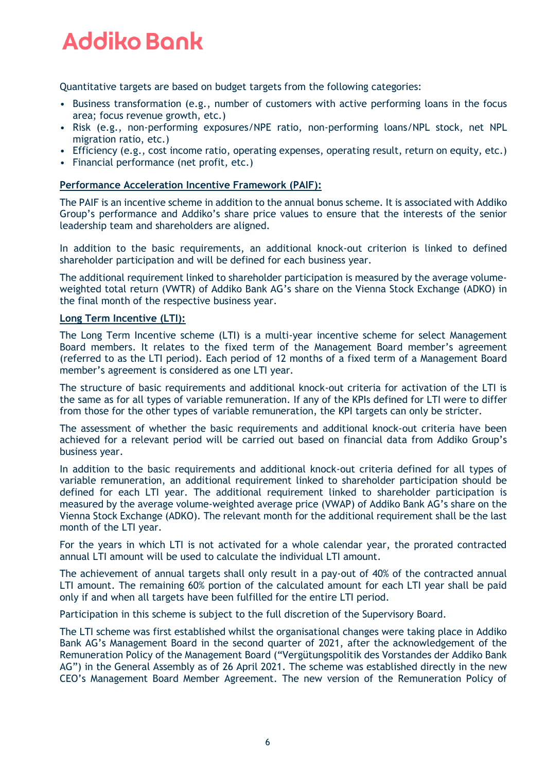Quantitative targets are based on budget targets from the following categories:

- Business transformation (e.g., number of customers with active performing loans in the focus area; focus revenue growth, etc.)
- Risk (e.g., non-performing exposures/NPE ratio, non-performing loans/NPL stock, net NPL migration ratio, etc.)
- Efficiency (e.g., cost income ratio, operating expenses, operating result, return on equity, etc.)
- Financial performance (net profit, etc.)

**Performance Acceleration Incentive Framework (PAIF):**

The PAIF is an incentive scheme in addition to the annual bonus scheme. It is associated with Addiko Group's performance and Addiko's share price values to ensure that the interests of the senior leadership team and shareholders are aligned.

In addition to the basic requirements, an additional knock-out criterion is linked to defined shareholder participation and will be defined for each business year.

The additional requirement linked to shareholder participation is measured by the average volume-weighted total return (VWTR) of Addiko Bank AG's share on the Vienna Stock Exchange (ADKO) in the final month of the respective business year.

**Long Term Incentive (LTI):**

The Long Term Incentive scheme (LTI) is a multi-year incentive scheme for select Management Board members. It relates to the fixed term of the Management Board member's agreement (referred to as the LTI period). Each period of 12 months of a fixed term of a Management Board member's agreement is considered as one LTI year.

The structure of basic requirements and additional knock-out criteria for activation of the LTI is the same as for all types of variable remuneration. If any of the KPIs defined for LTI were to differ from those for the other types of variable remuneration, the KPI targets can only be stricter.

The assessment of whether the basic requirements and additional knock-out criteria have been achieved for a relevant period will be carried out based on financial data from Addiko Group's business year.

In addition to the basic requirements and additional knock-out criteria defined for all types of variable remuneration, an additional requirement linked to shareholder participation should be defined for each LTI year. The additional requirement linked to shareholder participation is measured by the average volume-weighted average price (VWAP) of Addiko Bank AG's share on the Vienna Stock Exchange (ADKO). The relevant month for the additional requirement shall be the last month of the LTI year.

For the years in which LTI is not activated for a whole calendar year, the prorated contracted annual LTI amount will be used to calculate the individual LTI amount.

The achievement of annual targets shall only result in a pay-out of 40% of the contracted annual LTI amount. The remaining 60% portion of the calculated amount for each LTI year shall be paid only if and when all targets have been fulfilled for the entire LTI period.

Participation in this scheme is subject to the full discretion of the Supervisory Board.

The LTI scheme was first established whilst the organisational changes were taking place in Addiko Bank AG's Management Board in the second quarter of 2021, after the acknowledgement of the Remuneration Policy of the Management Board ("Vergütungspolitik des Vorstandes der Addiko Bank AG") in the General Assembly as of 26 April 2021. The scheme was established directly in the new CEO's Management Board Member Agreement. The new version of the Remuneration Policy of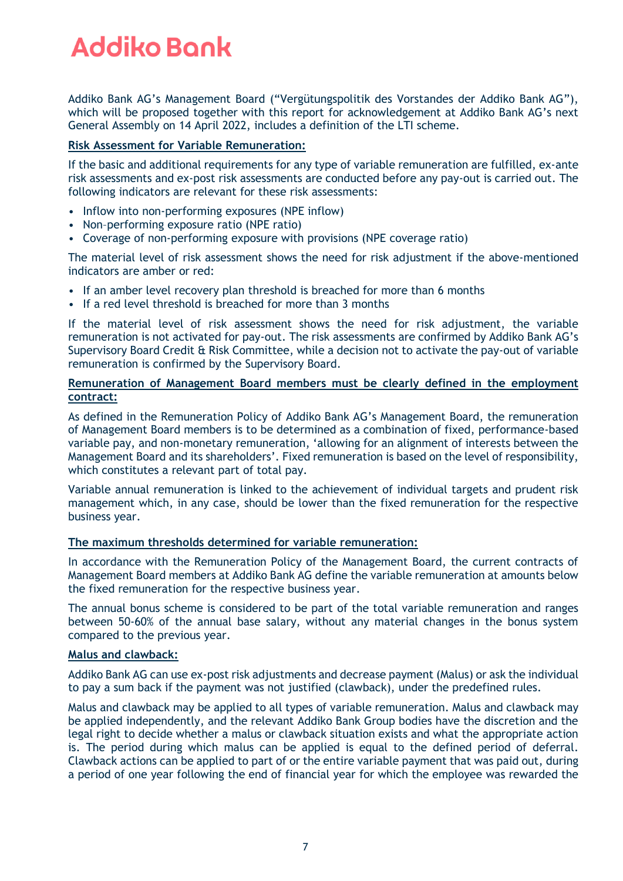Addiko Bank AG's Management Board ("Vergütungspolitik des Vorstandes der Addiko Bank AG"), which will be proposed together with this report for acknowledgement at Addiko Bank AG's next General Assembly on 14 April 2022, includes a definition of the LTI scheme.

**Risk Assessment for Variable Remuneration:**

If the basic and additional requirements for any type of variable remuneration are fulfilled, ex-ante risk assessments and ex-post risk assessments are conducted before any pay-out is carried out. The following indicators are relevant for these risk assessments:

- Inflow into non-performing exposures (NPE inflow)
- Non-performing exposure ratio (NPE ratio)
- Coverage of non-performing exposure with provisions (NPE coverage ratio)

The material level of risk assessment shows the need for risk adjustment if the above-mentioned indicators are amber or red:

- If an amber level recovery plan threshold is breached for more than 6 months
- If a red level threshold is breached for more than 3 months

If the material level of risk assessment shows the need for risk adjustment, the variable remuneration is not activated for pay-out. The risk assessments are confirmed by Addiko Bank AG's Supervisory Board Credit & Risk Committee, while a decision not to activate the pay-out of variable remuneration is confirmed by the Supervisory Board.

**Remuneration of Management Board members must be clearly defined in the employment contract:**

As defined in the Remuneration Policy of Addiko Bank AG's Management Board, the remuneration of Management Board members is to be determined as a combination of fixed, performance-based variable pay, and non-monetary remuneration, 'allowing for an alignment of interests between the Management Board and its shareholders'. Fixed remuneration is based on the level of responsibility, which constitutes a relevant part of total pay.

Variable annual remuneration is linked to the achievement of individual targets and prudent risk management which, in any case, should be lower than the fixed remuneration for the respective business year.

**The maximum thresholds determined for variable remuneration:**

In accordance with the Remuneration Policy of the Management Board, the current contracts of Management Board members at Addiko Bank AG define the variable remuneration at amounts below the fixed remuneration for the respective business year.

The annual bonus scheme is considered to be part of the total variable remuneration and ranges between 50-60% of the annual base salary, without any material changes in the bonus system compared to the previous year.

**Malus and clawback:**

Addiko Bank AG can use ex-post risk adjustments and decrease payment (Malus) or ask the individual to pay a sum back if the payment was not justified (clawback), under the predefined rules.

Malus and clawback may be applied to all types of variable remuneration. Malus and clawback may be applied independently, and the relevant Addiko Bank Group bodies have the discretion and the legal right to decide whether a malus or clawback situation exists and what the appropriate action is. The period during which malus can be applied is equal to the defined period of deferral. Clawback actions can be applied to part of or the entire variable payment that was paid out, during a period of one year following the end of financial year for which the employee was rewarded the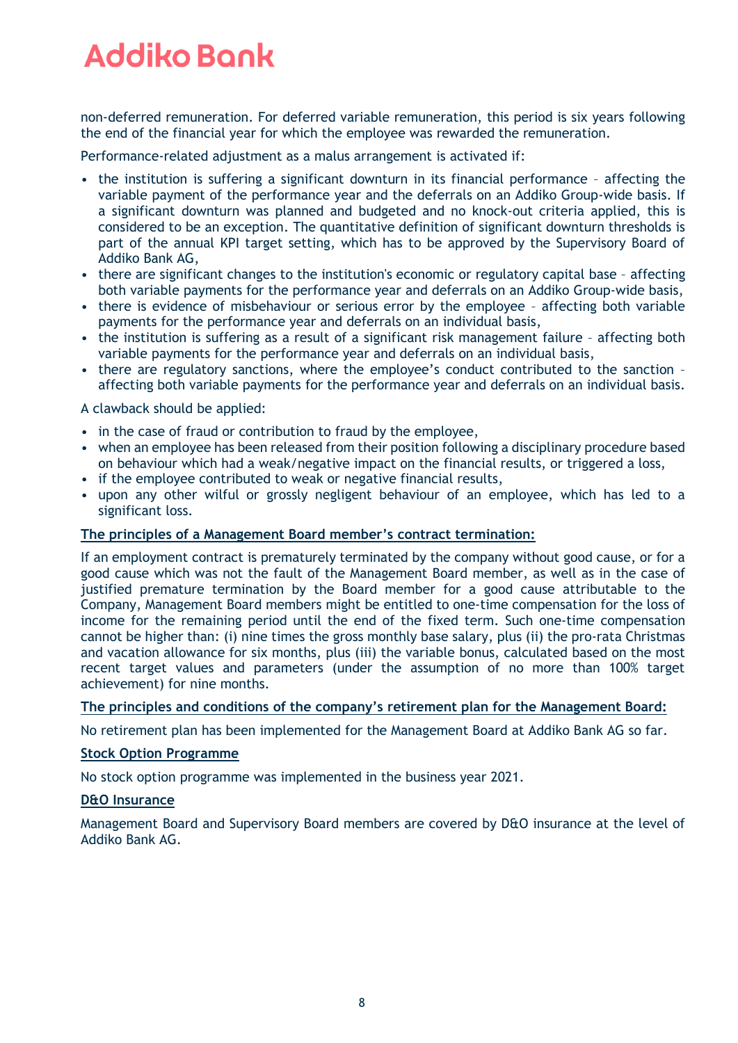non-deferred remuneration. For deferred variable remuneration, this period is six years following the end of the financial year for which the employee was rewarded the remuneration.

Performance-related adjustment as a malus arrangement is activated if:

- the institution is suffering a significant downturn in its financial performance – affecting the variable payment of the performance year and the deferrals on an Addiko Group-wide basis. If a significant downturn was planned and budgeted and no knock-out criteria applied, this is considered to be an exception. The quantitative definition of significant downturn thresholds is part of the annual KPI target setting, which has to be approved by the Supervisory Board of Addiko Bank AG,
- there are significant changes to the institution's economic or regulatory capital base – affecting both variable payments for the performance year and deferrals on an Addiko Group-wide basis,
- there is evidence of misbehaviour or serious error by the employee – affecting both variable payments for the performance year and deferrals on an individual basis,
- the institution is suffering as a result of a significant risk management failure – affecting both variable payments for the performance year and deferrals on an individual basis,
- there are regulatory sanctions, where the employee's conduct contributed to the sanction – affecting both variable payments for the performance year and deferrals on an individual basis.

A clawback should be applied:

- in the case of fraud or contribution to fraud by the employee,
- when an employee has been released from their position following a disciplinary procedure based on behaviour which had a weak/negative impact on the financial results, or triggered a loss,
- if the employee contributed to weak or negative financial results,
- upon any other wilful or grossly negligent behaviour of an employee, which has led to a significant loss.

**The principles of a Management Board member's contract termination:**

If an employment contract is prematurely terminated by the company without good cause, or for a good cause which was not the fault of the Management Board member, as well as in the case of justified premature termination by the Board member for a good cause attributable to the Company, Management Board members might be entitled to one-time compensation for the loss of income for the remaining period until the end of the fixed term. Such one-time compensation cannot be higher than: (i) nine times the gross monthly base salary, plus (ii) the pro-rata Christmas and vacation allowance for six months, plus (iii) the variable bonus, calculated based on the most recent target values and parameters (under the assumption of no more than 100% target achievement) for nine months.

**The principles and conditions of the company's retirement plan for the Management Board:**

No retirement plan has been implemented for the Management Board at Addiko Bank AG so far.

**Stock Option Programme**

No stock option programme was implemented in the business year 2021.

**D&O Insurance**

Management Board and Supervisory Board members are covered by D&O insurance at the level of Addiko Bank AG.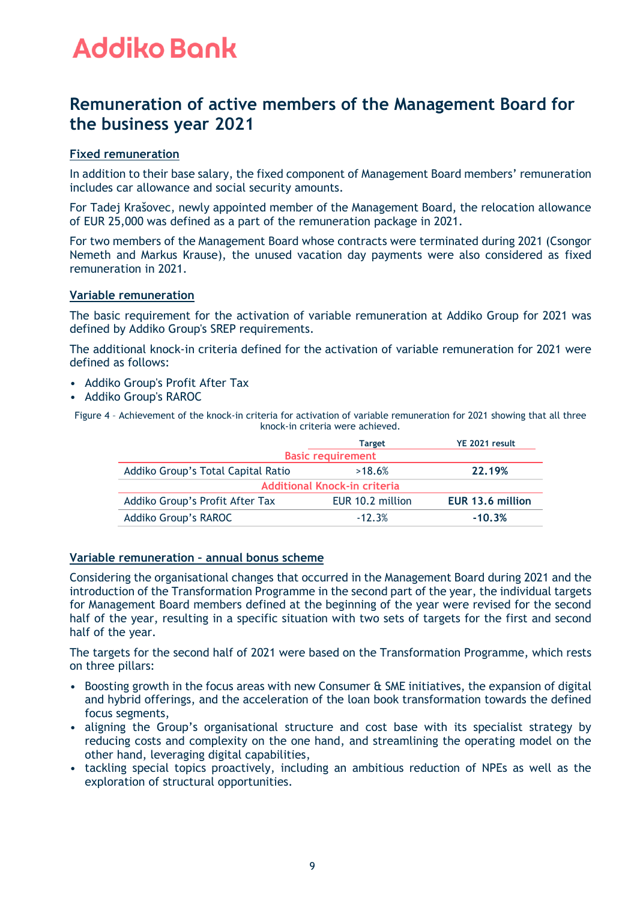## Remuneration of active members of the Management Board for the business year 2021

### Fixed remuneration

In addition to their base salary, the fixed component of Management Board members' remuneration includes car allowance and social security amounts.

For Tadej Krašovec, newly appointed member of the Management Board, the relocation allowance of EUR 25,000 was defined as a part of the remuneration package in 2021.

For two members of the Management Board whose contracts were terminated during 2021 (Csongor Nemeth and Markus Krause), the unused vacation day payments were also considered as fixed remuneration in 2021.

### Variable remuneration

The basic requirement for the activation of variable remuneration at Addiko Group for 2021 was defined by Addiko Group's SREP requirements.

The additional knock-in criteria defined for the activation of variable remuneration for 2021 were defined as follows:

- Addiko Group's Profit After Tax
- Addiko Group's RAROC

Figure 4 – Achievement of the knock-in criteria for activation of variable remuneration for 2021 showing that all three knock-in criteria were achieved.

| | Target | YE 2021 result |
|---|---|---|
| **Basic requirement** | | |
| Addiko Group's Total Capital Ratio | >18.6% | **22.19%** |
| **Additional Knock-in criteria** | | |
| Addiko Group's Profit After Tax | EUR 10.2 million | **EUR 13.6 million** |
| Addiko Group's RAROC | -12.3% | **-10.3%** |

### Variable remuneration – annual bonus scheme

Considering the organisational changes that occurred in the Management Board during 2021 and the introduction of the Transformation Programme in the second part of the year, the individual targets for Management Board members defined at the beginning of the year were revised for the second half of the year, resulting in a specific situation with two sets of targets for the first and second half of the year.

The targets for the second half of 2021 were based on the Transformation Programme, which rests on three pillars:

- Boosting growth in the focus areas with new Consumer & SME initiatives, the expansion of digital and hybrid offerings, and the acceleration of the loan book transformation towards the defined focus segments,
- aligning the Group's organisational structure and cost base with its specialist strategy by reducing costs and complexity on the one hand, and streamlining the operating model on the other hand, leveraging digital capabilities,
- tackling special topics proactively, including an ambitious reduction of NPEs as well as the exploration of structural opportunities.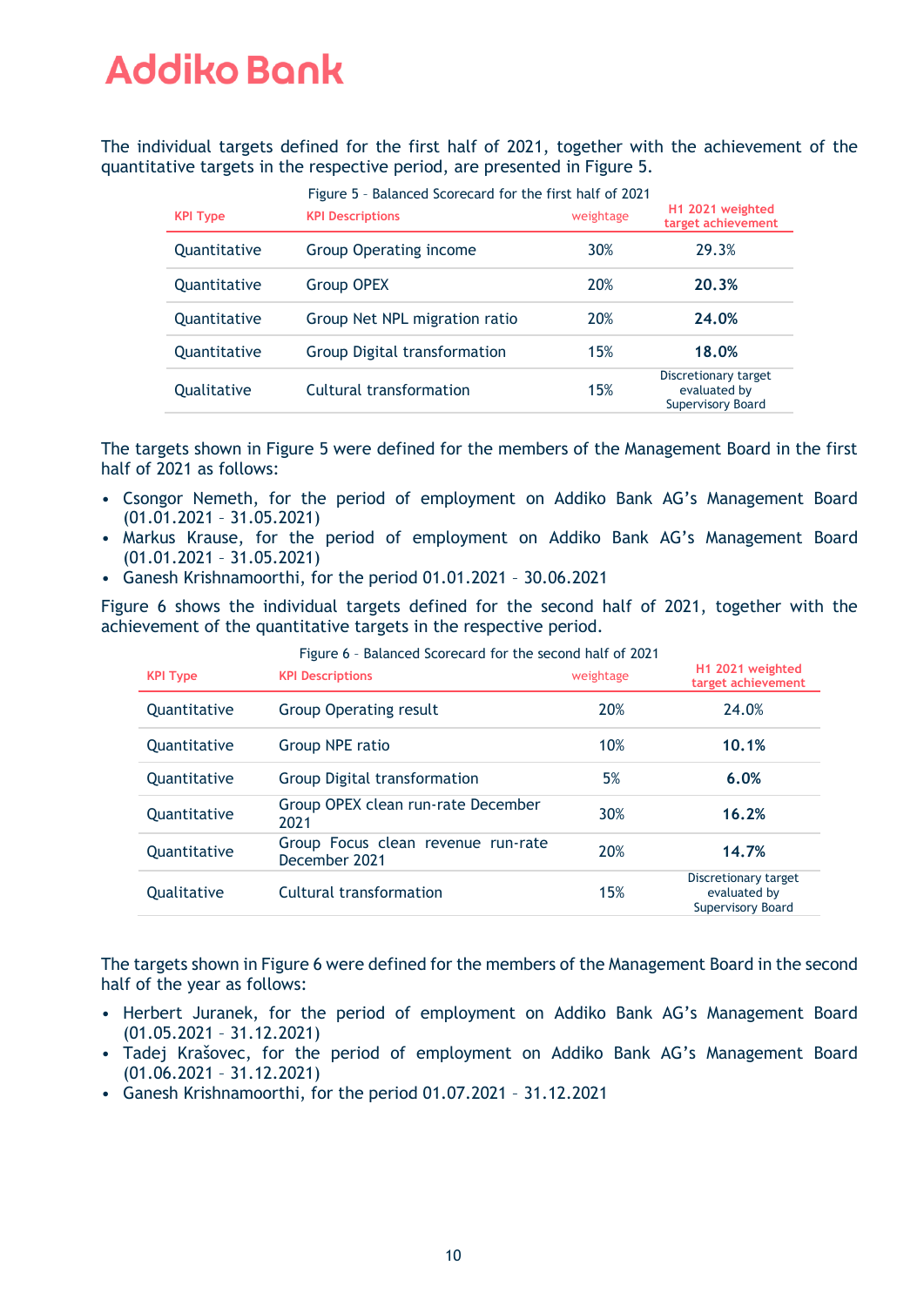The individual targets defined for the first half of 2021, together with the achievement of the quantitative targets in the respective period, are presented in Figure 5.

Figure 5 – Balanced Scorecard for the first half of 2021

| KPI Type | KPI Descriptions | weightage | H1 2021 weighted target achievement |
|---|---|---|---|
| Quantitative | Group Operating income | 30% | 29.3% |
| Quantitative | Group OPEX | 20% | **20.3%** |
| Quantitative | Group Net NPL migration ratio | 20% | **24.0%** |
| Quantitative | Group Digital transformation | 15% | **18.0%** |
| Qualitative | Cultural transformation | 15% | Discretionary target evaluated by Supervisory Board |

The targets shown in Figure 5 were defined for the members of the Management Board in the first half of 2021 as follows:

- Csongor Nemeth, for the period of employment on Addiko Bank AG's Management Board (01.01.2021 – 31.05.2021)
- Markus Krause, for the period of employment on Addiko Bank AG's Management Board (01.01.2021 – 31.05.2021)
- Ganesh Krishnamoorthi, for the period 01.01.2021 – 30.06.2021

Figure 6 shows the individual targets defined for the second half of 2021, together with the achievement of the quantitative targets in the respective period.

Figure 6 - Balanced Scorecard for the second half of 2021

| KPI Type | KPI Descriptions | weightage | H1 2021 weighted target achievement |
|---|---|---|---|
| Quantitative | Group Operating result | 20% | 24.0% |
| Quantitative | Group NPE ratio | 10% | **10.1%** |
| Quantitative | Group Digital transformation | 5% | **6.0%** |
| Quantitative | Group OPEX clean run-rate December 2021 | 30% | **16.2%** |
| Quantitative | Group Focus clean revenue run-rate December 2021 | 20% | **14.7%** |
| Qualitative | Cultural transformation | 15% | Discretionary target evaluated by Supervisory Board |

The targets shown in Figure 6 were defined for the members of the Management Board in the second half of the year as follows:

- Herbert Juranek, for the period of employment on Addiko Bank AG's Management Board (01.05.2021 – 31.12.2021)
- Tadej Krašovec, for the period of employment on Addiko Bank AG's Management Board (01.06.2021 – 31.12.2021)
- Ganesh Krishnamoorthi, for the period 01.07.2021 – 31.12.2021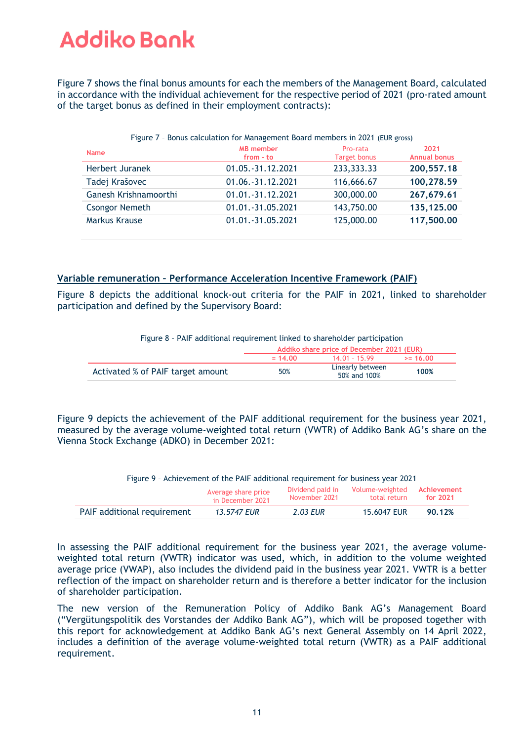Figure 7 shows the final bonus amounts for each the members of the Management Board, calculated in accordance with the individual achievement for the respective period of 2021 (pro-rated amount of the target bonus as defined in their employment contracts):

Figure 7 – Bonus calculation for Management Board members in 2021 (EUR gross)

| Name | MB member from - to | Pro-rata Target bonus | 2021 Annual bonus |
|---|---|---|---|
| Herbert Juranek | 01.05.-31.12.2021 | 233,333.33 | **200,557.18** |
| Tadej Krašovec | 01.06.-31.12.2021 | 116,666.67 | **100,278.59** |
| Ganesh Krishnamoorthi | 01.01.-31.12.2021 | 300,000.00 | **267,679.61** |
| Csongor Nemeth | 01.01.-31.05.2021 | 143,750.00 | **135,125.00** |
| Markus Krause | 01.01.-31.05.2021 | 125,000.00 | **117,500.00** |

## Variable remuneration – Performance Acceleration Incentive Framework (PAIF)

Figure 8 depicts the additional knock-out criteria for the PAIF in 2021, linked to shareholder participation and defined by the Supervisory Board:

Figure 8 – PAIF additional requirement linked to shareholder participation

| | Addiko share price of December 2021 (EUR) | | |
|---|---|---|---|
| | = 14.00 | 14.01 - 15.99 | >= 16.00 |
| Activated % of PAIF target amount | 50% | Linearly between 50% and 100% | **100%** |

Figure 9 depicts the achievement of the PAIF additional requirement for the business year 2021, measured by the average volume-weighted total return (VWTR) of Addiko Bank AG's share on the Vienna Stock Exchange (ADKO) in December 2021:

Figure 9 – Achievement of the PAIF additional requirement for business year 2021

| | Average share price in December 2021 | Dividend paid in November 2021 | Volume-weighted total return | Achievement for 2021 |
|---|---|---|---|---|
| PAIF additional requirement | *13.5747 EUR* | *2.03 EUR* | 15.6047 EUR | **90.12%** |

In assessing the PAIF additional requirement for the business year 2021, the average volume-weighted total return (VWTR) indicator was used, which, in addition to the volume weighted average price (VWAP), also includes the dividend paid in the business year 2021. VWTR is a better reflection of the impact on shareholder return and is therefore a better indicator for the inclusion of shareholder participation.

The new version of the Remuneration Policy of Addiko Bank AG's Management Board ("Vergütungspolitik des Vorstandes der Addiko Bank AG"), which will be proposed together with this report for acknowledgement at Addiko Bank AG's next General Assembly on 14 April 2022, includes a definition of the average volume-weighted total return (VWTR) as a PAIF additional requirement.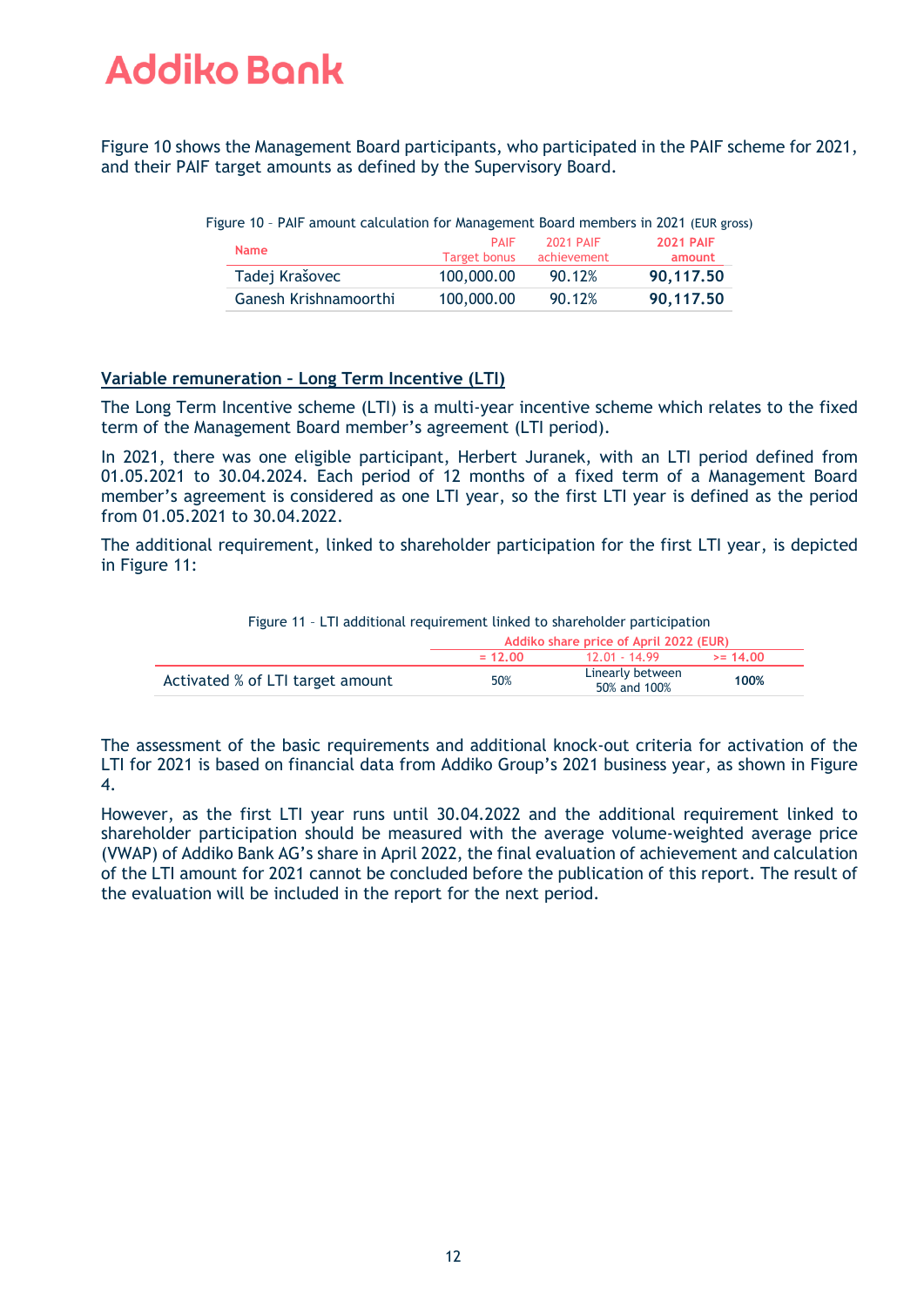Figure 10 shows the Management Board participants, who participated in the PAIF scheme for 2021, and their PAIF target amounts as defined by the Supervisory Board.

Figure 10 – PAIF amount calculation for Management Board members in 2021 (EUR gross)

| Name | PAIF Target bonus | 2021 PAIF achievement | 2021 PAIF amount |
|---|---|---|---|
| Tadej Krašovec | 100,000.00 | 90.12% | **90,117.50** |
| Ganesh Krishnamoorthi | 100,000.00 | 90.12% | **90,117.50** |

## Variable remuneration – Long Term Incentive (LTI)

The Long Term Incentive scheme (LTI) is a multi-year incentive scheme which relates to the fixed term of the Management Board member's agreement (LTI period).

In 2021, there was one eligible participant, Herbert Juranek, with an LTI period defined from 01.05.2021 to 30.04.2024. Each period of 12 months of a fixed term of a Management Board member's agreement is considered as one LTI year, so the first LTI year is defined as the period from 01.05.2021 to 30.04.2022.

The additional requirement, linked to shareholder participation for the first LTI year, is depicted in Figure 11:

Figure 11 – LTI additional requirement linked to shareholder participation

| | Addiko share price of April 2022 (EUR) | | |
|---|---|---|---|
| | = 12.00 | 12.01 - 14.99 | >= 14.00 |
| Activated % of LTI target amount | 50% | Linearly between 50% and 100% | **100%** |

The assessment of the basic requirements and additional knock-out criteria for activation of the LTI for 2021 is based on financial data from Addiko Group's 2021 business year, as shown in Figure 4.

However, as the first LTI year runs until 30.04.2022 and the additional requirement linked to shareholder participation should be measured with the average volume-weighted average price (VWAP) of Addiko Bank AG's share in April 2022, the final evaluation of achievement and calculation of the LTI amount for 2021 cannot be concluded before the publication of this report. The result of the evaluation will be included in the report for the next period.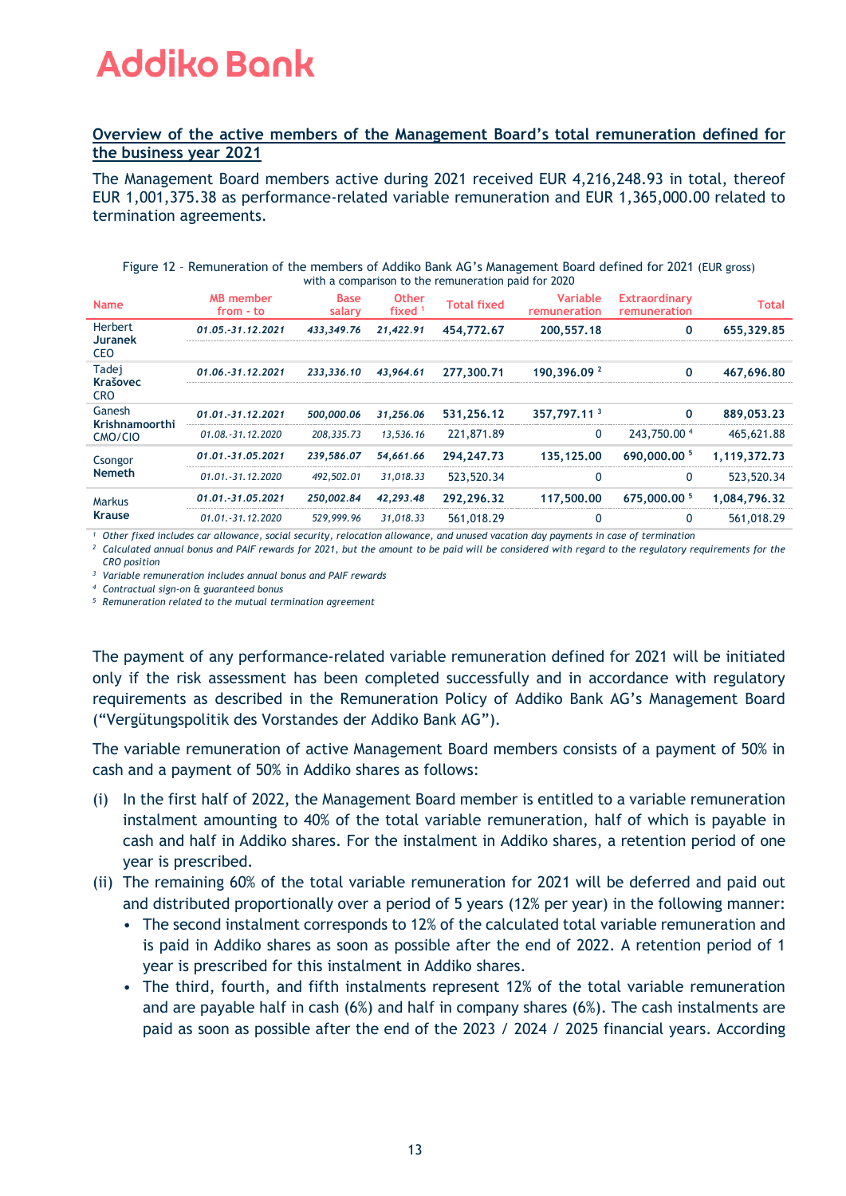Addiko Bank

## Overview of the active members of the Management Board's total remuneration defined for the business year 2021

The Management Board members active during 2021 received EUR 4,216,248.93 in total, thereof EUR 1,001,375.38 as performance-related variable remuneration and EUR 1,365,000.00 related to termination agreements.

Figure 12 – Remuneration of the members of Addiko Bank AG's Management Board defined for 2021 (EUR gross) with a comparison to the remuneration paid for 2020

| Name | MB member from - to | Base salary | Other fixed [1] | Total fixed | Variable remuneration | Extraordinary remuneration | Total |
|---|---|---|---|---|---|---|---|
| Herbert **Juranek** CEO | ***01.05.-31.12.2021*** | ***433,349.76*** | ***21,422.91*** | **454,772.67** | **200,557.18** | **0** | **655,329.85** |
| Tadej **Krašovec** CRO | ***01.06.-31.12.2021*** | ***233,336.10*** | ***43,964.61*** | **277,300.71** | **190,396.09** [2] | **0** | **467,696.80** |
| Ganesh **Krishnamoorthi** CMO/CIO | ***01.01.-31.12.2021*** | ***500,000.06*** | ***31,256.06*** | **531,256.12** | **357,797.11** [3] | **0** | **889,053.23** |
| | *01.08.-31.12.2020* | *208,335.73* | *13,536.16* | 221,871.89 | 0 | 243,750.00 [4] | 465,621.88 |
| Csongor **Nemeth** | ***01.01.-31.05.2021*** | ***239,586.07*** | ***54,661.66*** | **294,247.73** | **135,125.00** | **690,000.00** [5] | **1,119,372.73** |
| | *01.01.-31.12.2020* | *492,502.01* | *31,018.33* | 523,520.34 | 0 | 0 | 523,520.34 |
| Markus **Krause** | ***01.01.-31.05.2021*** | ***250,002.84*** | ***42,293.48*** | **292,296.32** | **117,500.00** | **675,000.00** [5] | **1,084,796.32** |
| | *01.01.-31.12.2020* | *529,999.96* | *31,018.33* | 561,018.29 | 0 | 0 | 561,018.29 |

*[1] Other fixed includes car allowance, social security, relocation allowance, and unused vacation day payments in case of termination*

*[2] Calculated annual bonus and PAIF rewards for 2021, but the amount to be paid will be considered with regard to the regulatory requirements for the CRO position*

*[3] Variable remuneration includes annual bonus and PAIF rewards*

*[4] Contractual sign-on & guaranteed bonus*

*[5] Remuneration related to the mutual termination agreement*

The payment of any performance-related variable remuneration defined for 2021 will be initiated only if the risk assessment has been completed successfully and in accordance with regulatory requirements as described in the Remuneration Policy of Addiko Bank AG's Management Board ("Vergütungspolitik des Vorstandes der Addiko Bank AG").

The variable remuneration of active Management Board members consists of a payment of 50% in cash and a payment of 50% in Addiko shares as follows:

(i) In the first half of 2022, the Management Board member is entitled to a variable remuneration instalment amounting to 40% of the total variable remuneration, half of which is payable in cash and half in Addiko shares. For the instalment in Addiko shares, a retention period of one year is prescribed.

(ii) The remaining 60% of the total variable remuneration for 2021 will be deferred and paid out and distributed proportionally over a period of 5 years (12% per year) in the following manner:
- The second instalment corresponds to 12% of the calculated total variable remuneration and is paid in Addiko shares as soon as possible after the end of 2022. A retention period of 1 year is prescribed for this instalment in Addiko shares.
- The third, fourth, and fifth instalments represent 12% of the total variable remuneration and are payable half in cash (6%) and half in company shares (6%). The cash instalments are paid as soon as possible after the end of the 2023 / 2024 / 2025 financial years. According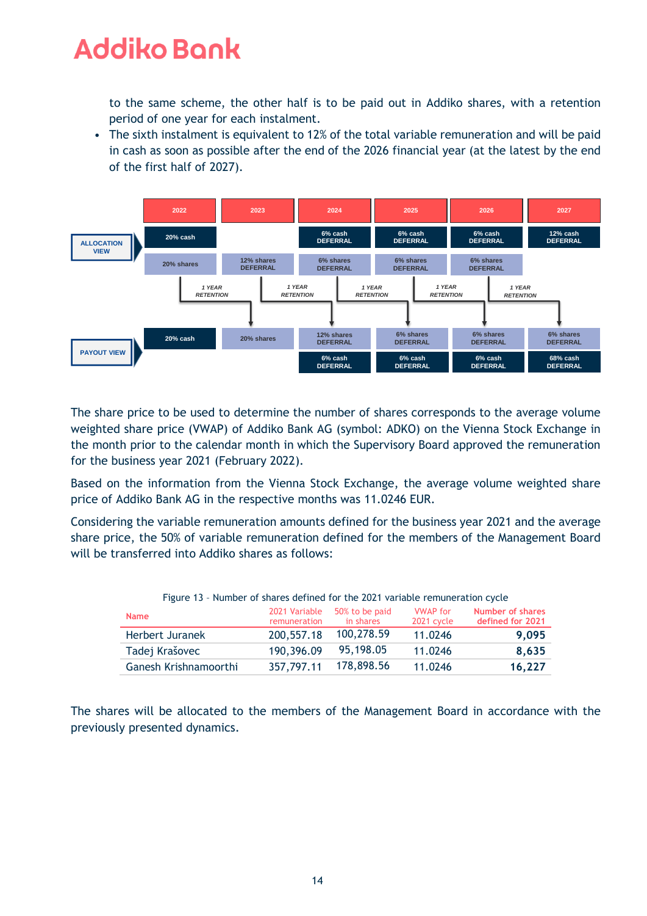to the same scheme, the other half is to be paid out in Addiko shares, with a retention period of one year for each instalment.

- The sixth instalment is equivalent to 12% of the total variable remuneration and will be paid in cash as soon as possible after the end of the 2026 financial year (at the latest by the end of the first half of 2027).

| | 2022 | 2023 | 2024 | 2025 | 2026 | 2027 |
|---|---|---|---|---|---|---|
| ALLOCATION VIEW | 20% cash | | 6% cash DEFERRAL | 6% cash DEFERRAL | 6% cash DEFERRAL | 12% cash DEFERRAL |
| | 20% shares | 12% shares DEFERRAL | 6% shares DEFERRAL | 6% shares DEFERRAL | 6% shares DEFERRAL | |
| | 1 YEAR RETENTION | 1 YEAR RETENTION | 1 YEAR RETENTION | 1 YEAR RETENTION | 1 YEAR RETENTION | |
| PAYOUT VIEW | 20% cash | 20% shares | 12% shares DEFERRAL | 6% shares DEFERRAL | 6% shares DEFERRAL | 6% shares DEFERRAL |
| | | | 6% cash DEFERRAL | 6% cash DEFERRAL | 6% cash DEFERRAL | 68% cash DEFERRAL |

The share price to be used to determine the number of shares corresponds to the average volume weighted share price (VWAP) of Addiko Bank AG (symbol: ADKO) on the Vienna Stock Exchange in the month prior to the calendar month in which the Supervisory Board approved the remuneration for the business year 2021 (February 2022).

Based on the information from the Vienna Stock Exchange, the average volume weighted share price of Addiko Bank AG in the respective months was 11.0246 EUR.

Considering the variable remuneration amounts defined for the business year 2021 and the average share price, the 50% of variable remuneration defined for the members of the Management Board will be transferred into Addiko shares as follows:

Figure 13 – Number of shares defined for the 2021 variable remuneration cycle

| Name | 2021 Variable remuneration | 50% to be paid in shares | VWAP for 2021 cycle | Number of shares defined for 2021 |
|---|---|---|---|---|
| Herbert Juranek | 200,557.18 | 100,278.59 | 11.0246 | **9,095** |
| Tadej Krašovec | 190,396.09 | 95,198.05 | 11.0246 | **8,635** |
| Ganesh Krishnamoorthi | 357,797.11 | 178,898.56 | 11.0246 | **16,227** |

The shares will be allocated to the members of the Management Board in accordance with the previously presented dynamics.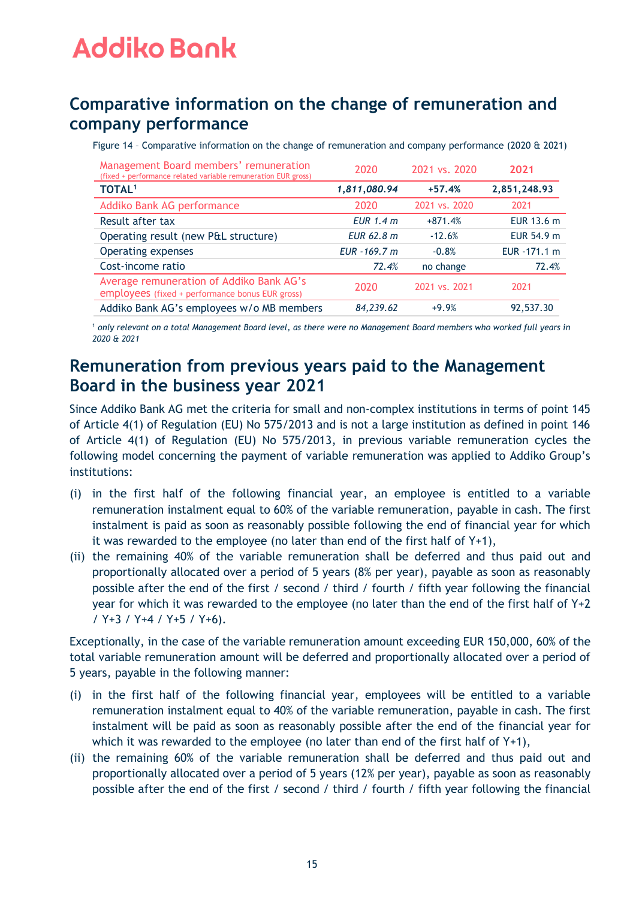## Comparative information on the change of remuneration and company performance

Figure 14 – Comparative information on the change of remuneration and company performance (2020 & 2021)

| Management Board members' remuneration (fixed + performance related variable remuneration EUR gross) | 2020 | 2021 vs. 2020 | 2021 |
|---|---|---|---|
| **TOTAL**[1] | ***1,811,080.94*** | **+57.4%** | **2,851,248.93** |
| Addiko Bank AG performance | 2020 | 2021 vs. 2020 | 2021 |
| Result after tax | *EUR 1.4 m* | +871.4% | EUR 13.6 m |
| Operating result (new P&L structure) | *EUR 62.8 m* | -12.6% | EUR 54.9 m |
| Operating expenses | *EUR -169.7 m* | -0.8% | EUR -171.1 m |
| Cost-income ratio | *72.4%* | no change | 72.4% |
| Average remuneration of Addiko Bank AG's employees (fixed + performance bonus EUR gross) | 2020 | 2021 vs. 2021 | 2021 |
| Addiko Bank AG's employees w/o MB members | *84,239.62* | +9.9% | 92,537.30 |

[1] *only relevant on a total Management Board level, as there were no Management Board members who worked full years in 2020 & 2021*

## Remuneration from previous years paid to the Management Board in the business year 2021

Since Addiko Bank AG met the criteria for small and non-complex institutions in terms of point 145 of Article 4(1) of Regulation (EU) No 575/2013 and is not a large institution as defined in point 146 of Article 4(1) of Regulation (EU) No 575/2013, in previous variable remuneration cycles the following model concerning the payment of variable remuneration was applied to Addiko Group's institutions:

(i) in the first half of the following financial year, an employee is entitled to a variable remuneration instalment equal to 60% of the variable remuneration, payable in cash. The first instalment is paid as soon as reasonably possible following the end of financial year for which it was rewarded to the employee (no later than end of the first half of Y+1),

(ii) the remaining 40% of the variable remuneration shall be deferred and thus paid out and proportionally allocated over a period of 5 years (8% per year), payable as soon as reasonably possible after the end of the first / second / third / fourth / fifth year following the financial year for which it was rewarded to the employee (no later than the end of the first half of Y+2 / Y+3 / Y+4 / Y+5 / Y+6).

Exceptionally, in the case of the variable remuneration amount exceeding EUR 150,000, 60% of the total variable remuneration amount will be deferred and proportionally allocated over a period of 5 years, payable in the following manner:

(i) in the first half of the following financial year, employees will be entitled to a variable remuneration instalment equal to 40% of the variable remuneration, payable in cash. The first instalment will be paid as soon as reasonably possible after the end of the financial year for which it was rewarded to the employee (no later than end of the first half of Y+1),

(ii) the remaining 60% of the variable remuneration shall be deferred and thus paid out and proportionally allocated over a period of 5 years (12% per year), payable as soon as reasonably possible after the end of the first / second / third / fourth / fifth year following the financial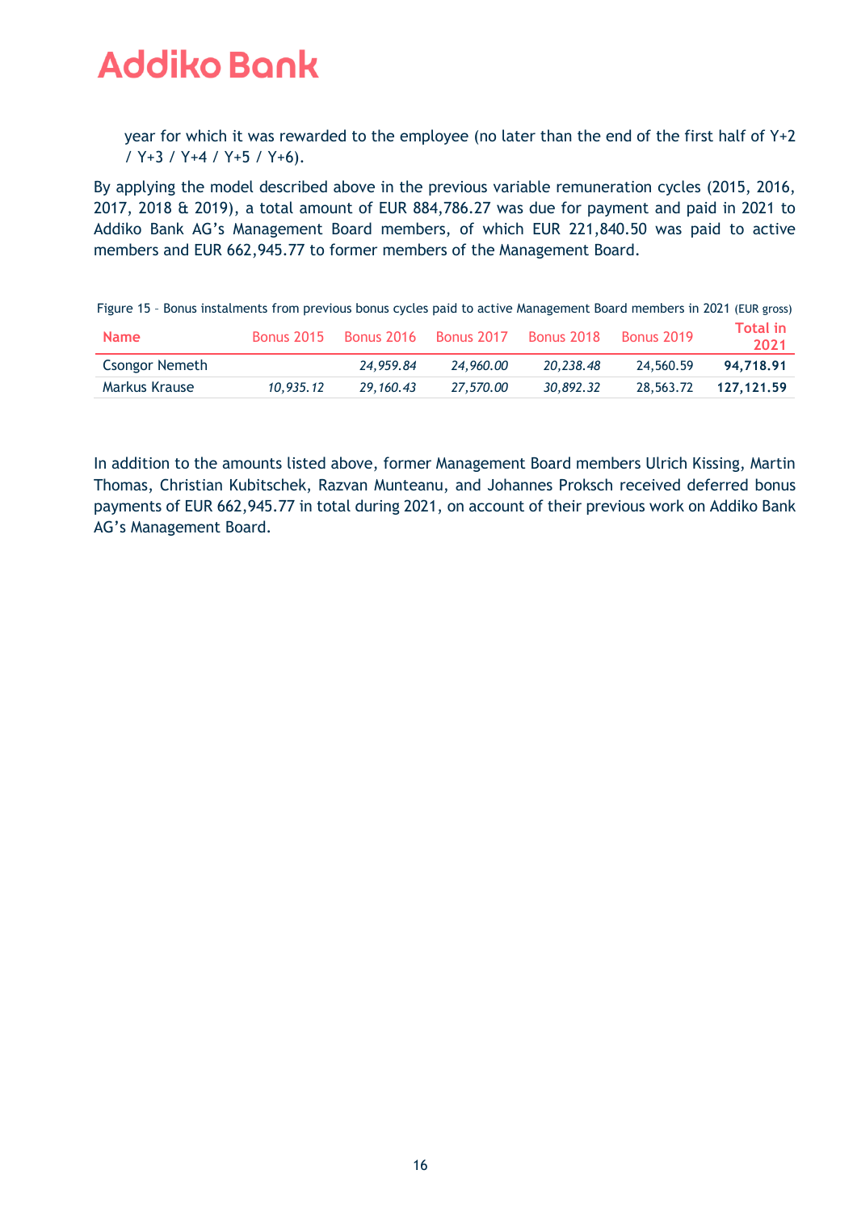year for which it was rewarded to the employee (no later than the end of the first half of Y+2 / Y+3 / Y+4 / Y+5 / Y+6).

By applying the model described above in the previous variable remuneration cycles (2015, 2016, 2017, 2018 & 2019), a total amount of EUR 884,786.27 was due for payment and paid in 2021 to Addiko Bank AG's Management Board members, of which EUR 221,840.50 was paid to active members and EUR 662,945.77 to former members of the Management Board.

Figure 15 – Bonus instalments from previous bonus cycles paid to active Management Board members in 2021 (EUR gross)

| Name | Bonus 2015 | Bonus 2016 | Bonus 2017 | Bonus 2018 | Bonus 2019 | Total in 2021 |
|---|---|---|---|---|---|---|
| Csongor Nemeth | | *24,959.84* | *24,960.00* | *20,238.48* | 24,560.59 | **94,718.91** |
| Markus Krause | *10,935.12* | *29,160.43* | *27,570.00* | *30,892.32* | 28,563.72 | **127,121.59** |

In addition to the amounts listed above, former Management Board members Ulrich Kissing, Martin Thomas, Christian Kubitschek, Razvan Munteanu, and Johannes Proksch received deferred bonus payments of EUR 662,945.77 in total during 2021, on account of their previous work on Addiko Bank AG's Management Board.